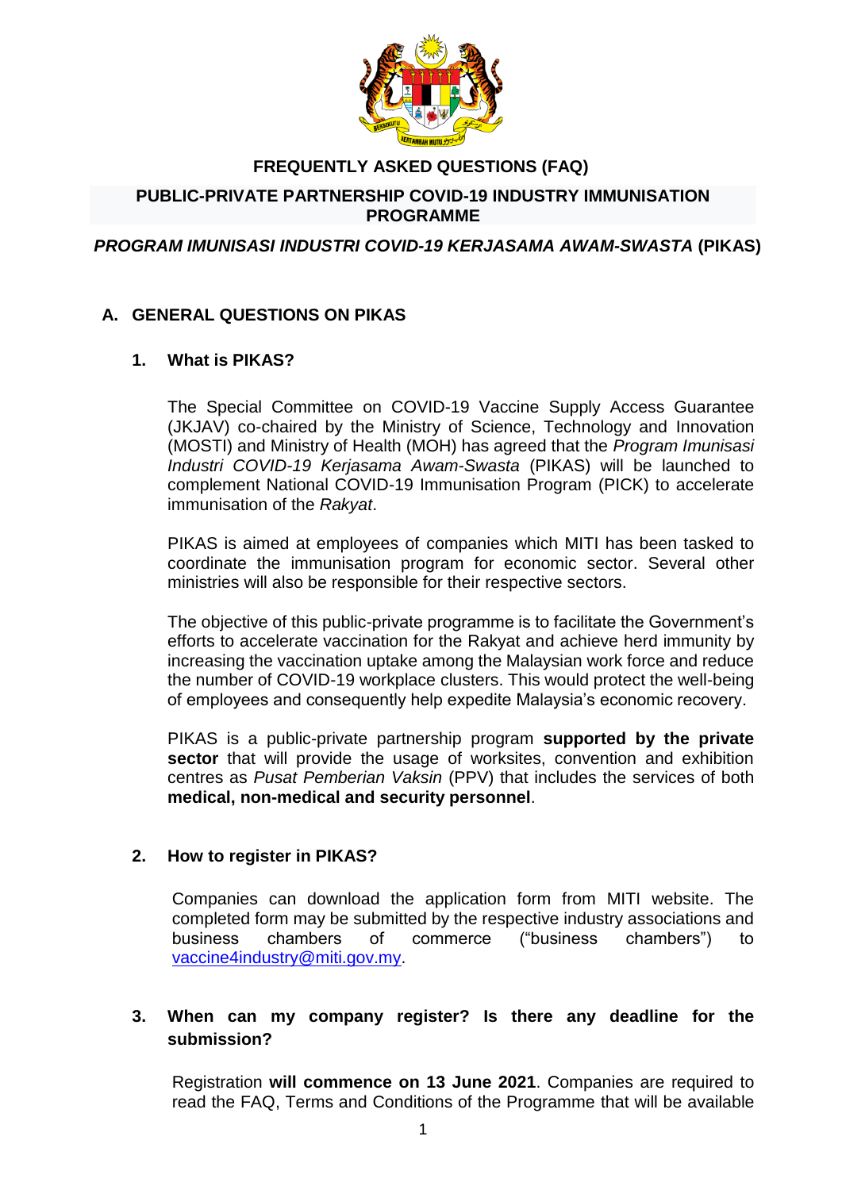# FREQUENTLY ASKED QUESTIONS (FAQ)

## PUBLIC-PRIVATE PARTNERSHIP COVID-19 INDUSTRY IMMUNISATION PROGRAMME

## *PROGRAM IMUNISASI INDUSTRI COVID-19 KERJASAMA AWAM-SWASTA* (PIKAS)

### A. GENERAL QUESTIONS ON PIKAS

#### 1. What is PIKAS?

The Special Committee on COVID-19 Vaccine Supply Access Guarantee (JKJAV) co-chaired by the Ministry of Science, Technology and Innovation (MOSTI) and Ministry of Health (MOH) has agreed that the *Program Imunisasi Industri COVID-19 Kerjasama Awam-Swasta* (PIKAS) will be launched to complement National COVID-19 Immunisation Program (PICK) to accelerate immunisation of the *Rakyat*.

PIKAS is aimed at employees of companies which MITI has been tasked to coordinate the immunisation program for economic sector. Several other ministries will also be responsible for their respective sectors.

The objective of this public-private programme is to facilitate the Government's efforts to accelerate vaccination for the Rakyat and achieve herd immunity by increasing the vaccination uptake among the Malaysian work force and reduce the number of COVID-19 workplace clusters. This would protect the well-being of employees and consequently help expedite Malaysia's economic recovery.

PIKAS is a public-private partnership program **supported by the private sector** that will provide the usage of worksites, convention and exhibition centres as *Pusat Pemberian Vaksin* (PPV) that includes the services of both **medical, non-medical and security personnel**.

#### 2. How to register in PIKAS?

Companies can download the application form from MITI website. The completed form may be submitted by the respective industry associations and business chambers of commerce ("business chambers") to vaccine4industry@miti.gov.my.

#### 3. When can my company register? Is there any deadline for the submission?

Registration **will commence on 13 June 2021**. Companies are required to read the FAQ, Terms and Conditions of the Programme that will be available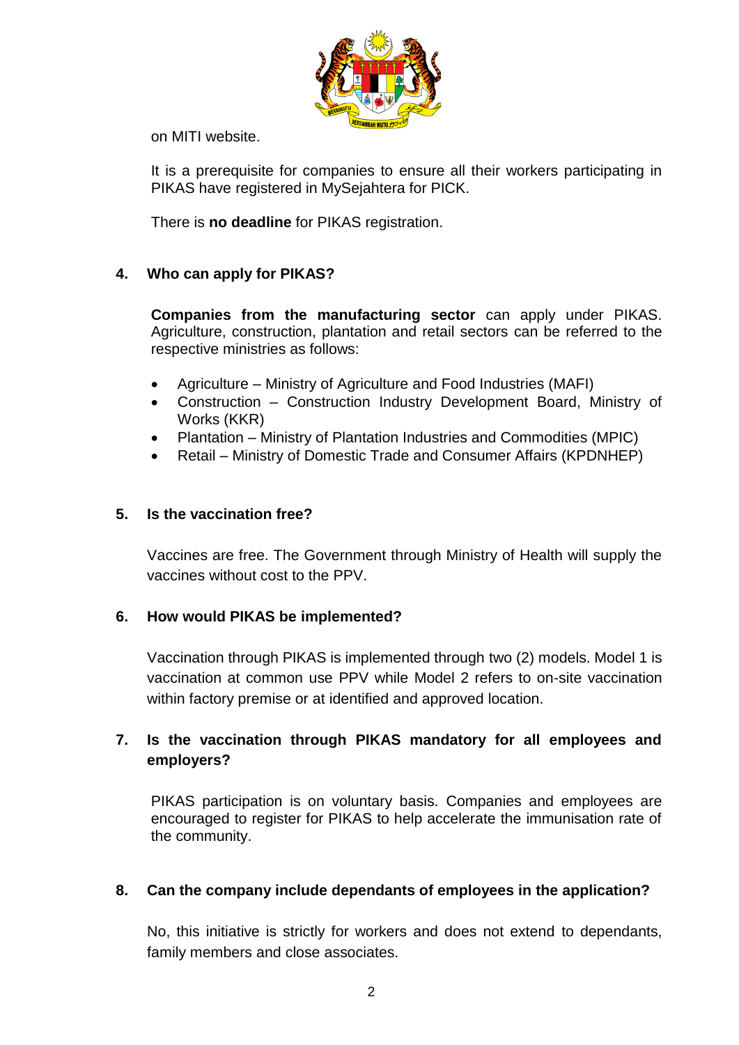on MITI website.

It is a prerequisite for companies to ensure all their workers participating in PIKAS have registered in MySejahtera for PICK.

There is **no deadline** for PIKAS registration.

**4. Who can apply for PIKAS?**

**Companies from the manufacturing sector** can apply under PIKAS. Agriculture, construction, plantation and retail sectors can be referred to the respective ministries as follows:

- Agriculture – Ministry of Agriculture and Food Industries (MAFI)
- Construction – Construction Industry Development Board, Ministry of Works (KKR)
- Plantation – Ministry of Plantation Industries and Commodities (MPIC)
- Retail – Ministry of Domestic Trade and Consumer Affairs (KPDNHEP)

**5. Is the vaccination free?**

Vaccines are free. The Government through Ministry of Health will supply the vaccines without cost to the PPV.

**6. How would PIKAS be implemented?**

Vaccination through PIKAS is implemented through two (2) models. Model 1 is vaccination at common use PPV while Model 2 refers to on-site vaccination within factory premise or at identified and approved location.

**7. Is the vaccination through PIKAS mandatory for all employees and employers?**

PIKAS participation is on voluntary basis. Companies and employees are encouraged to register for PIKAS to help accelerate the immunisation rate of the community.

**8. Can the company include dependants of employees in the application?**

No, this initiative is strictly for workers and does not extend to dependants, family members and close associates.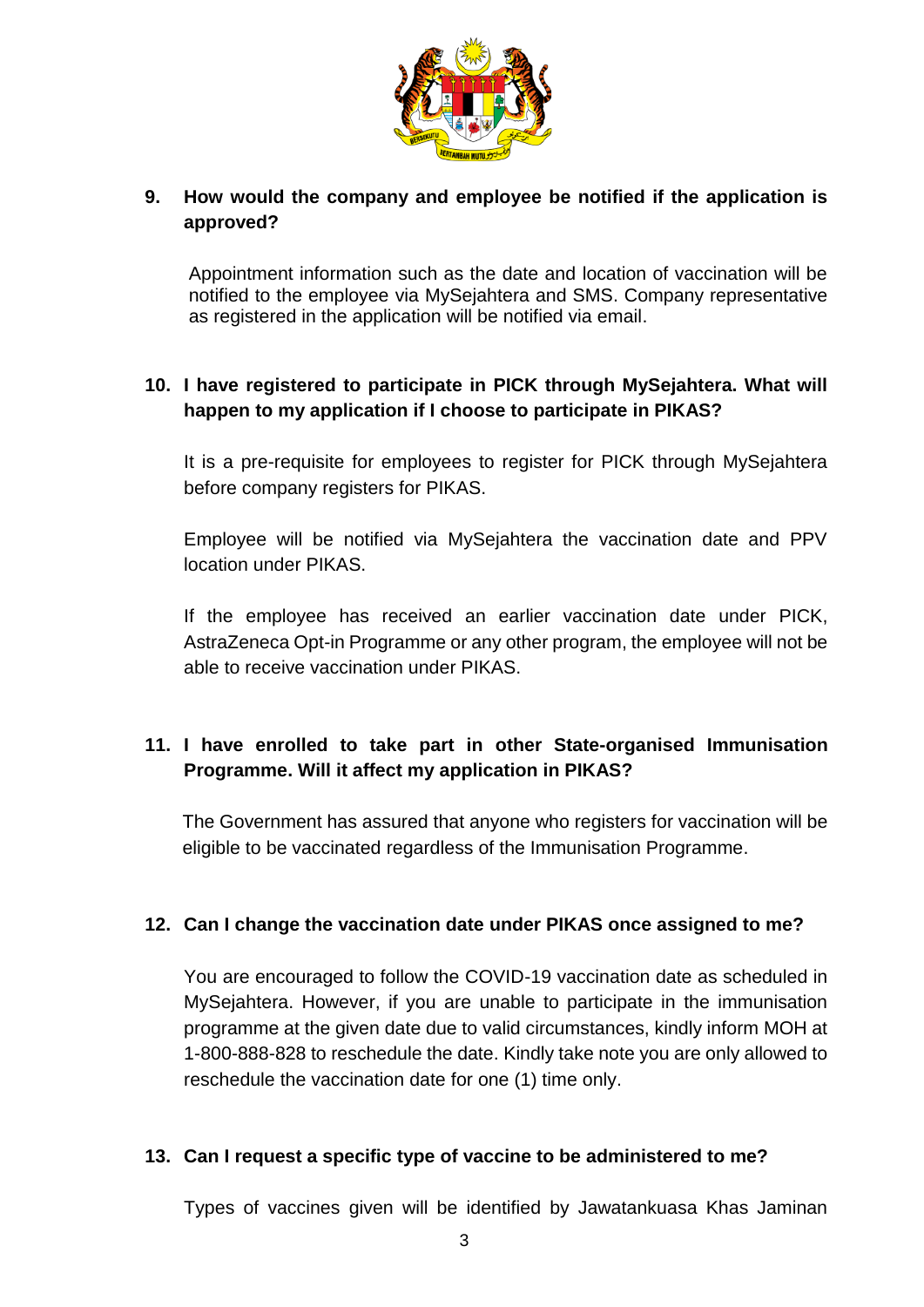**9. How would the company and employee be notified if the application is approved?**

Appointment information such as the date and location of vaccination will be notified to the employee via MySejahtera and SMS. Company representative as registered in the application will be notified via email.

**10. I have registered to participate in PICK through MySejahtera. What will happen to my application if I choose to participate in PIKAS?**

It is a pre-requisite for employees to register for PICK through MySejahtera before company registers for PIKAS.

Employee will be notified via MySejahtera the vaccination date and PPV location under PIKAS.

If the employee has received an earlier vaccination date under PICK, AstraZeneca Opt-in Programme or any other program, the employee will not be able to receive vaccination under PIKAS.

**11. I have enrolled to take part in other State-organised Immunisation Programme. Will it affect my application in PIKAS?**

The Government has assured that anyone who registers for vaccination will be eligible to be vaccinated regardless of the Immunisation Programme.

**12. Can I change the vaccination date under PIKAS once assigned to me?**

You are encouraged to follow the COVID-19 vaccination date as scheduled in MySejahtera. However, if you are unable to participate in the immunisation programme at the given date due to valid circumstances, kindly inform MOH at 1-800-888-828 to reschedule the date. Kindly take note you are only allowed to reschedule the vaccination date for one (1) time only.

**13. Can I request a specific type of vaccine to be administered to me?**

Types of vaccines given will be identified by Jawatankuasa Khas Jaminan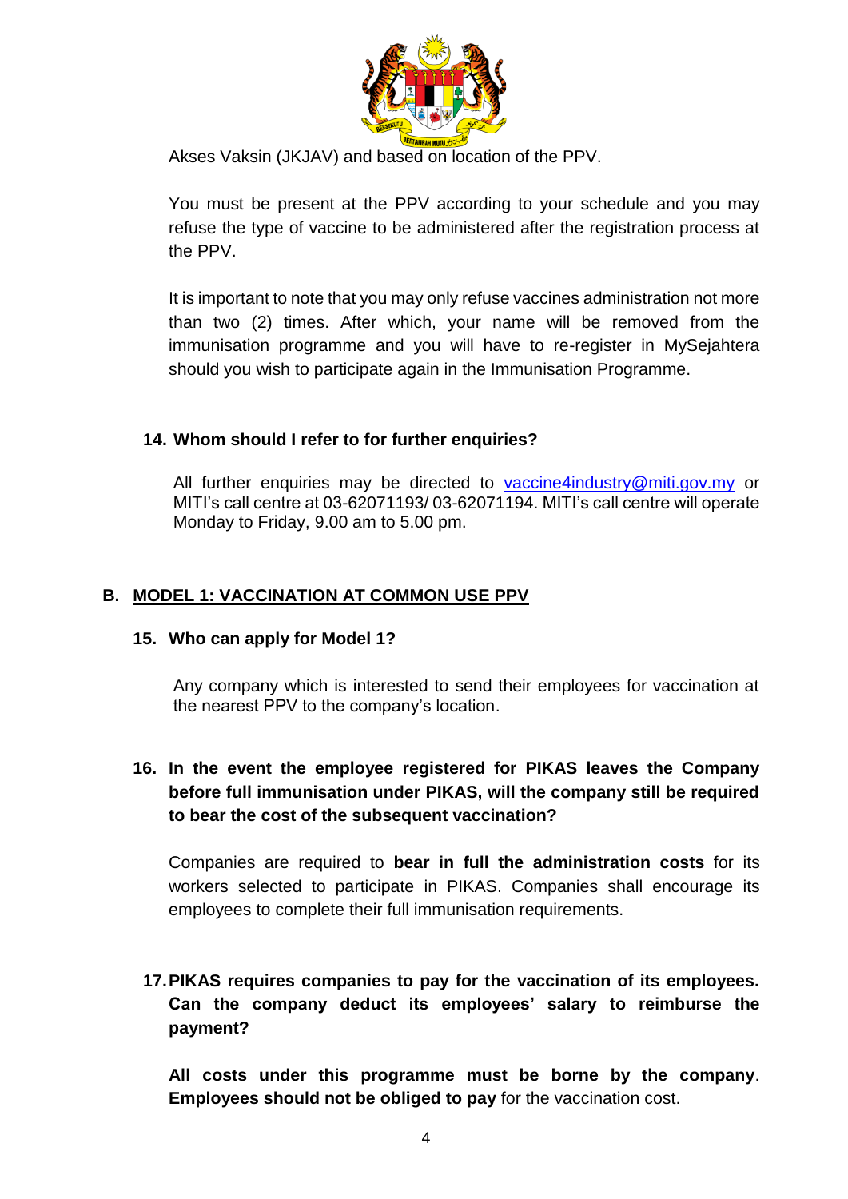Akses Vaksin (JKJAV) and based on location of the PPV.

You must be present at the PPV according to your schedule and you may refuse the type of vaccine to be administered after the registration process at the PPV.

It is important to note that you may only refuse vaccines administration not more than two (2) times. After which, your name will be removed from the immunisation programme and you will have to re-register in MySejahtera should you wish to participate again in the Immunisation Programme.

### 14. Whom should I refer to for further enquiries?

All further enquiries may be directed to vaccine4industry@miti.gov.my or MITI's call centre at 03-62071193/ 03-62071194. MITI's call centre will operate Monday to Friday, 9.00 am to 5.00 pm.

## B. MODEL 1: VACCINATION AT COMMON USE PPV

### 15. Who can apply for Model 1?

Any company which is interested to send their employees for vaccination at the nearest PPV to the company's location.

### 16. In the event the employee registered for PIKAS leaves the Company before full immunisation under PIKAS, will the company still be required to bear the cost of the subsequent vaccination?

Companies are required to **bear in full the administration costs** for its workers selected to participate in PIKAS. Companies shall encourage its employees to complete their full immunisation requirements.

### 17. PIKAS requires companies to pay for the vaccination of its employees. Can the company deduct its employees' salary to reimburse the payment?

**All costs under this programme must be borne by the company**. **Employees should not be obliged to pay** for the vaccination cost.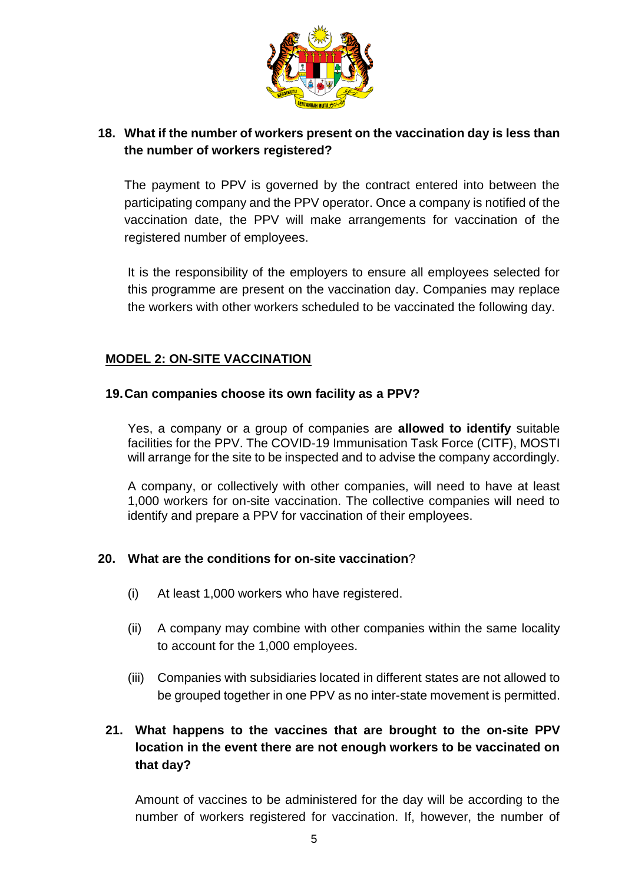**18. What if the number of workers present on the vaccination day is less than the number of workers registered?**

The payment to PPV is governed by the contract entered into between the participating company and the PPV operator. Once a company is notified of the vaccination date, the PPV will make arrangements for vaccination of the registered number of employees.

It is the responsibility of the employers to ensure all employees selected for this programme are present on the vaccination day. Companies may replace the workers with other workers scheduled to be vaccinated the following day.

## MODEL 2: ON-SITE VACCINATION

**19. Can companies choose its own facility as a PPV?**

Yes, a company or a group of companies are **allowed to identify** suitable facilities for the PPV. The COVID-19 Immunisation Task Force (CITF), MOSTI will arrange for the site to be inspected and to advise the company accordingly.

A company, or collectively with other companies, will need to have at least 1,000 workers for on-site vaccination. The collective companies will need to identify and prepare a PPV for vaccination of their employees.

**20. What are the conditions for on-site vaccination**?

(i) At least 1,000 workers who have registered.

(ii) A company may combine with other companies within the same locality to account for the 1,000 employees.

(iii) Companies with subsidiaries located in different states are not allowed to be grouped together in one PPV as no inter-state movement is permitted.

**21. What happens to the vaccines that are brought to the on-site PPV location in the event there are not enough workers to be vaccinated on that day?**

Amount of vaccines to be administered for the day will be according to the number of workers registered for vaccination. If, however, the number of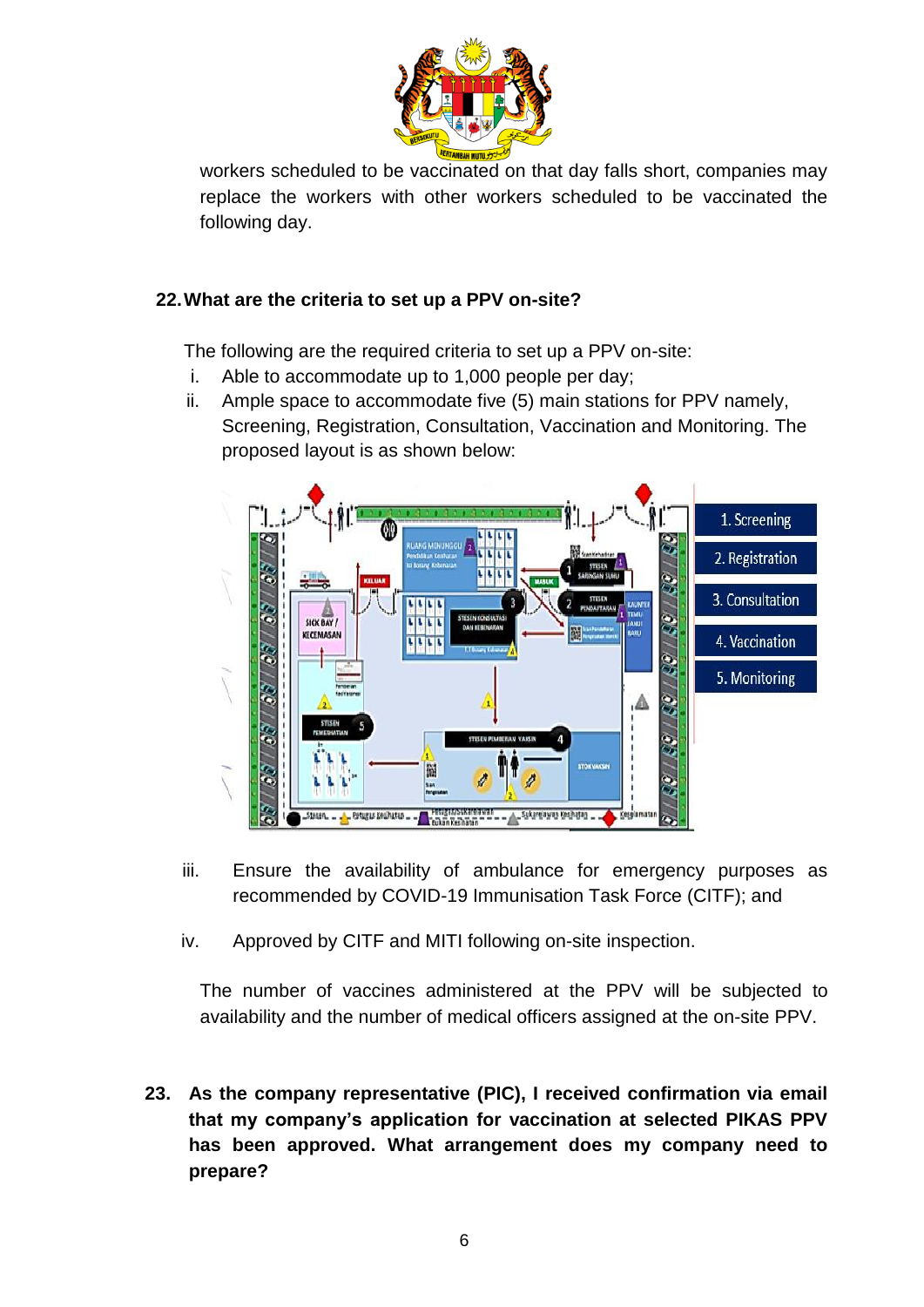workers scheduled to be vaccinated on that day falls short, companies may replace the workers with other workers scheduled to be vaccinated the following day.

**22. What are the criteria to set up a PPV on-site?**

The following are the required criteria to set up a PPV on-site:

i. Able to accommodate up to 1,000 people per day;

ii. Ample space to accommodate five (5) main stations for PPV namely, Screening, Registration, Consultation, Vaccination and Monitoring. The proposed layout is as shown below:

iii. Ensure the availability of ambulance for emergency purposes as recommended by COVID-19 Immunisation Task Force (CITF); and

iv. Approved by CITF and MITI following on-site inspection.

The number of vaccines administered at the PPV will be subjected to availability and the number of medical officers assigned at the on-site PPV.

**23. As the company representative (PIC), I received confirmation via email that my company's application for vaccination at selected PIKAS PPV has been approved. What arrangement does my company need to prepare?**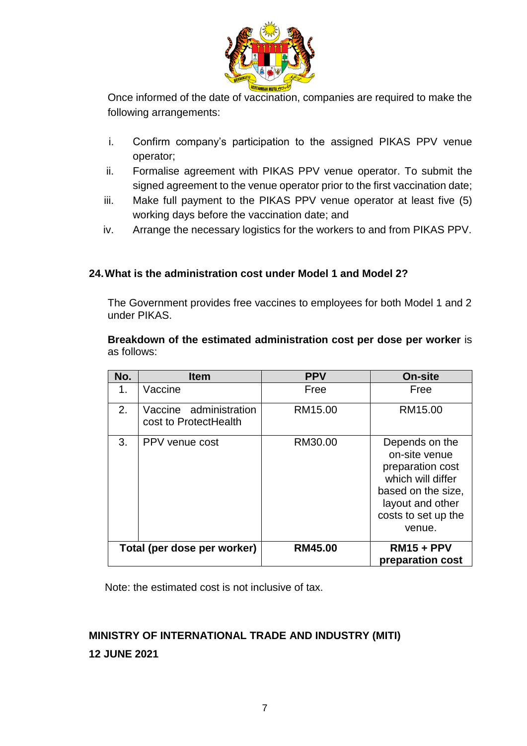Once informed of the date of vaccination, companies are required to make the following arrangements:

i. Confirm company's participation to the assigned PIKAS PPV venue operator;
ii. Formalise agreement with PIKAS PPV venue operator. To submit the signed agreement to the venue operator prior to the first vaccination date;
iii. Make full payment to the PIKAS PPV venue operator at least five (5) working days before the vaccination date; and
iv. Arrange the necessary logistics for the workers to and from PIKAS PPV.

**24. What is the administration cost under Model 1 and Model 2?**

The Government provides free vaccines to employees for both Model 1 and 2 under PIKAS.

**Breakdown of the estimated administration cost per dose per worker** is as follows:

| No. | Item | PPV | On-site |
|---|---|---|---|
| 1. | Vaccine | Free | Free |
| 2. | Vaccine administration cost to ProtectHealth | RM15.00 | RM15.00 |
| 3. | PPV venue cost | RM30.00 | Depends on the on-site venue preparation cost which will differ based on the size, layout and other costs to set up the venue. |
| **Total (per dose per worker)** | | **RM45.00** | **RM15 + PPV preparation cost** |

Note: the estimated cost is not inclusive of tax.

**MINISTRY OF INTERNATIONAL TRADE AND INDUSTRY (MITI)**
**12 JUNE 2021**